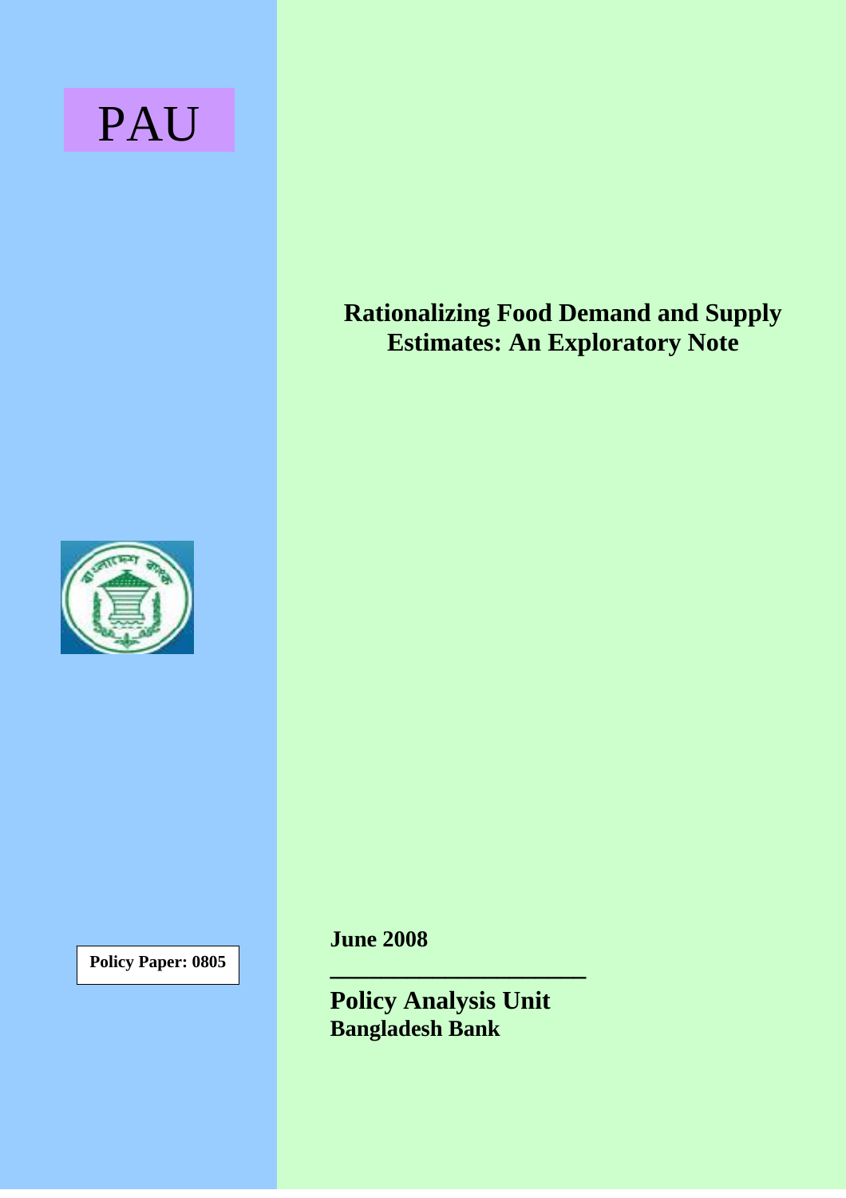PAU

# Rationalizing Food Demand and Supply Estimates: An Exploratory Note

Policy Paper: 0805

**June 2008**

**Policy Analysis Unit**
**Bangladesh Bank**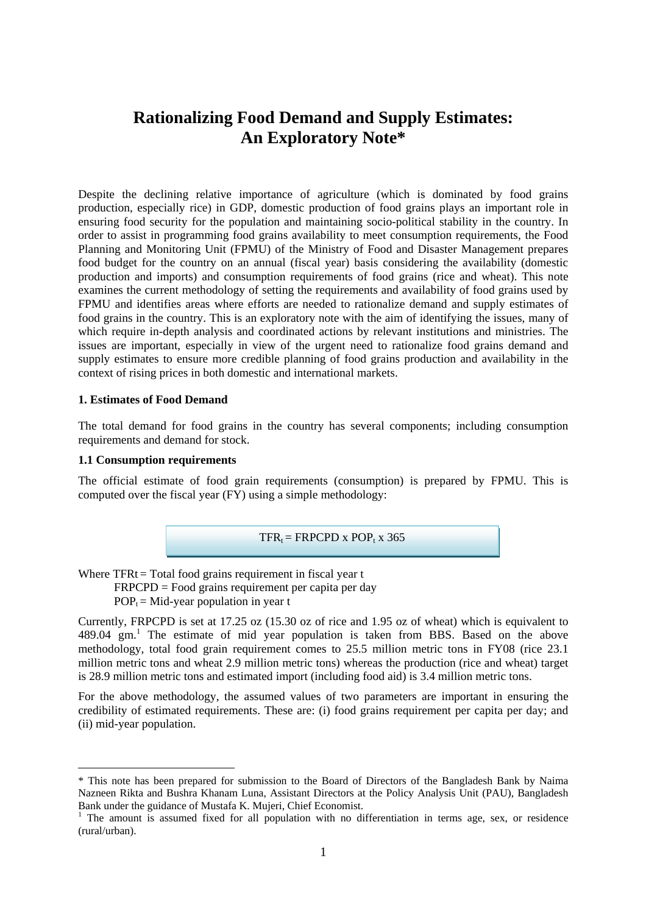# Rationalizing Food Demand and Supply Estimates: An Exploratory Note*

Despite the declining relative importance of agriculture (which is dominated by food grains production, especially rice) in GDP, domestic production of food grains plays an important role in ensuring food security for the population and maintaining socio-political stability in the country. In order to assist in programming food grains availability to meet consumption requirements, the Food Planning and Monitoring Unit (FPMU) of the Ministry of Food and Disaster Management prepares food budget for the country on an annual (fiscal year) basis considering the availability (domestic production and imports) and consumption requirements of food grains (rice and wheat). This note examines the current methodology of setting the requirements and availability of food grains used by FPMU and identifies areas where efforts are needed to rationalize demand and supply estimates of food grains in the country. This is an exploratory note with the aim of identifying the issues, many of which require in-depth analysis and coordinated actions by relevant institutions and ministries. The issues are important, especially in view of the urgent need to rationalize food grains demand and supply estimates to ensure more credible planning of food grains production and availability in the context of rising prices in both domestic and international markets.

**1. Estimates of Food Demand**

The total demand for food grains in the country has several components; including consumption requirements and demand for stock.

**1.1 Consumption requirements**

The official estimate of food grain requirements (consumption) is prepared by FPMU. This is computed over the fiscal year (FY) using a simple methodology:

$$TFR_t = FRPCPD \times POP_t \times 365$$

Where $TFR_t$ = Total food grains requirement in fiscal year t
FRPCPD = Food grains requirement per capita per day
$POP_t$ = Mid-year population in year t

Currently, FRPCPD is set at 17.25 oz (15.30 oz of rice and 1.95 oz of wheat) which is equivalent to 489.04 gm.[1] The estimate of mid year population is taken from BBS. Based on the above methodology, total food grain requirement comes to 25.5 million metric tons in FY08 (rice 23.1 million metric tons and wheat 2.9 million metric tons) whereas the production (rice and wheat) target is 28.9 million metric tons and estimated import (including food aid) is 3.4 million metric tons.

For the above methodology, the assumed values of two parameters are important in ensuring the credibility of estimated requirements. These are: (i) food grains requirement per capita per day; and (ii) mid-year population.

---

\* This note has been prepared for submission to the Board of Directors of the Bangladesh Bank by Naima Nazneen Rikta and Bushra Khanam Luna, Assistant Directors at the Policy Analysis Unit (PAU), Bangladesh Bank under the guidance of Mustafa K. Mujeri, Chief Economist.

[1] The amount is assumed fixed for all population with no differentiation in terms age, sex, or residence (rural/urban).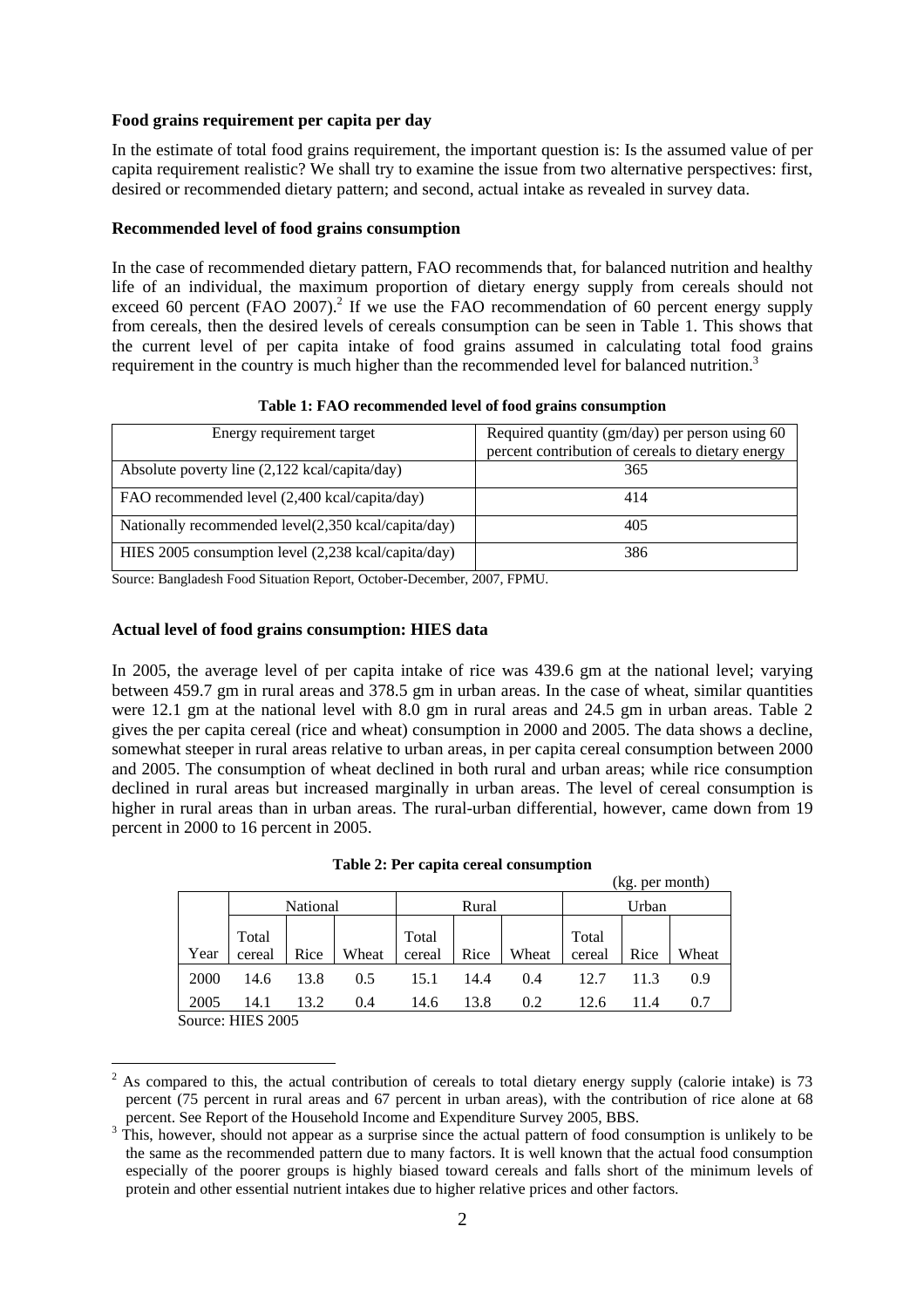**Food grains requirement per capita per day**

In the estimate of total food grains requirement, the important question is: Is the assumed value of per capita requirement realistic? We shall try to examine the issue from two alternative perspectives: first, desired or recommended dietary pattern; and second, actual intake as revealed in survey data.

**Recommended level of food grains consumption**

In the case of recommended dietary pattern, FAO recommends that, for balanced nutrition and healthy life of an individual, the maximum proportion of dietary energy supply from cereals should not exceed 60 percent (FAO 2007).[2] If we use the FAO recommendation of 60 percent energy supply from cereals, then the desired levels of cereals consumption can be seen in Table 1. This shows that the current level of per capita intake of food grains assumed in calculating total food grains requirement in the country is much higher than the recommended level for balanced nutrition.[3]

**Table 1: FAO recommended level of food grains consumption**

| Energy requirement target | Required quantity (gm/day) per person using 60 percent contribution of cereals to dietary energy |
|---|---|
| Absolute poverty line (2,122 kcal/capita/day) | 365 |
| FAO recommended level (2,400 kcal/capita/day) | 414 |
| Nationally recommended level(2,350 kcal/capita/day) | 405 |
| HIES 2005 consumption level (2,238 kcal/capita/day) | 386 |

Source: Bangladesh Food Situation Report, October-December, 2007, FPMU.

**Actual level of food grains consumption: HIES data**

In 2005, the average level of per capita intake of rice was 439.6 gm at the national level; varying between 459.7 gm in rural areas and 378.5 gm in urban areas. In the case of wheat, similar quantities were 12.1 gm at the national level with 8.0 gm in rural areas and 24.5 gm in urban areas. Table 2 gives the per capita cereal (rice and wheat) consumption in 2000 and 2005. The data shows a decline, somewhat steeper in rural areas relative to urban areas, in per capita cereal consumption between 2000 and 2005. The consumption of wheat declined in both rural and urban areas; while rice consumption declined in rural areas but increased marginally in urban areas. The level of cereal consumption is higher in rural areas than in urban areas. The rural-urban differential, however, came down from 19 percent in 2000 to 16 percent in 2005.

**Table 2: Per capita cereal consumption**

(kg. per month)

| | National | | | Rural | | | Urban | | |
|---|---|---|---|---|---|---|---|---|---|
| Year | Total cereal | Rice | Wheat | Total cereal | Rice | Wheat | Total cereal | Rice | Wheat |
| 2000 | 14.6 | 13.8 | 0.5 | 15.1 | 14.4 | 0.4 | 12.7 | 11.3 | 0.9 |
| 2005 | 14.1 | 13.2 | 0.4 | 14.6 | 13.8 | 0.2 | 12.6 | 11.4 | 0.7 |

Source: HIES 2005

[2] As compared to this, the actual contribution of cereals to total dietary energy supply (calorie intake) is 73 percent (75 percent in rural areas and 67 percent in urban areas), with the contribution of rice alone at 68 percent. See Report of the Household Income and Expenditure Survey 2005, BBS.

[3] This, however, should not appear as a surprise since the actual pattern of food consumption is unlikely to be the same as the recommended pattern due to many factors. It is well known that the actual food consumption especially of the poorer groups is highly biased toward cereals and falls short of the minimum levels of protein and other essential nutrient intakes due to higher relative prices and other factors.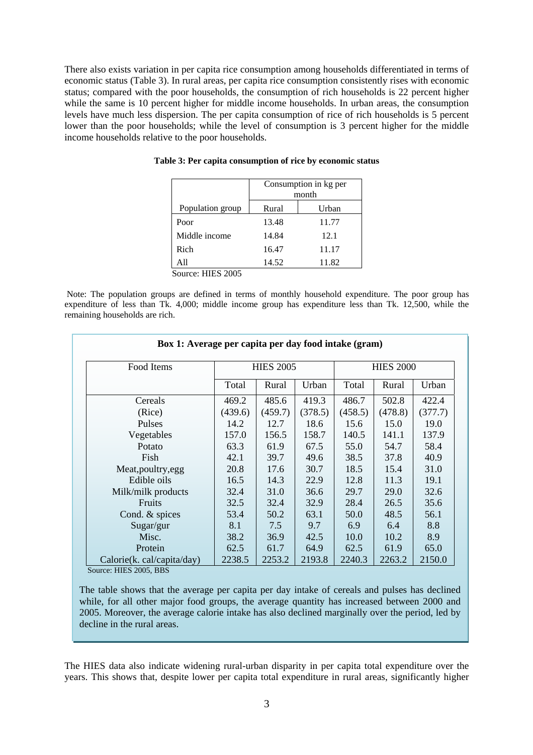There also exists variation in per capita rice consumption among households differentiated in terms of economic status (Table 3). In rural areas, per capita rice consumption consistently rises with economic status; compared with the poor households, the consumption of rich households is 22 percent higher while the same is 10 percent higher for middle income households. In urban areas, the consumption levels have much less dispersion. The per capita consumption of rice of rich households is 5 percent lower than the poor households; while the level of consumption is 3 percent higher for the middle income households relative to the poor households.

**Table 3: Per capita consumption of rice by economic status**

| Population group | Consumption in kg per month | |
|---|---|---|
| | Rural | Urban |
| Poor | 13.48 | 11.77 |
| Middle income | 14.84 | 12.1 |
| Rich | 16.47 | 11.17 |
| All | 14.52 | 11.82 |

Source: HIES 2005

Note: The population groups are defined in terms of monthly household expenditure. The poor group has expenditure of less than Tk. 4,000; middle income group has expenditure less than Tk. 12,500, while the remaining households are rich.

**Box 1: Average per capita per day food intake (gram)**

| Food Items | HIES 2005 | | | HIES 2000 | | |
|---|---|---|---|---|---|---|
| | Total | Rural | Urban | Total | Rural | Urban |
| Cereals | 469.2 | 485.6 | 419.3 | 486.7 | 502.8 | 422.4 |
| (Rice) | (439.6) | (459.7) | (378.5) | (458.5) | (478.8) | (377.7) |
| Pulses | 14.2 | 12.7 | 18.6 | 15.6 | 15.0 | 19.0 |
| Vegetables | 157.0 | 156.5 | 158.7 | 140.5 | 141.1 | 137.9 |
| Potato | 63.3 | 61.9 | 67.5 | 55.0 | 54.7 | 58.4 |
| Fish | 42.1 | 39.7 | 49.6 | 38.5 | 37.8 | 40.9 |
| Meat,poultry,egg | 20.8 | 17.6 | 30.7 | 18.5 | 15.4 | 31.0 |
| Edible oils | 16.5 | 14.3 | 22.9 | 12.8 | 11.3 | 19.1 |
| Milk/milk products | 32.4 | 31.0 | 36.6 | 29.7 | 29.0 | 32.6 |
| Fruits | 32.5 | 32.4 | 32.9 | 28.4 | 26.5 | 35.6 |
| Cond. & spices | 53.4 | 50.2 | 63.1 | 50.0 | 48.5 | 56.1 |
| Sugar/gur | 8.1 | 7.5 | 9.7 | 6.9 | 6.4 | 8.8 |
| Misc. | 38.2 | 36.9 | 42.5 | 10.0 | 10.2 | 8.9 |
| Protein | 62.5 | 61.7 | 64.9 | 62.5 | 61.9 | 65.0 |
| Calorie(k. cal/capita/day) | 2238.5 | 2253.2 | 2193.8 | 2240.3 | 2263.2 | 2150.0 |

Source: HIES 2005, BBS

The table shows that the average per capita per day intake of cereals and pulses has declined while, for all other major food groups, the average quantity has increased between 2000 and 2005. Moreover, the average calorie intake has also declined marginally over the period, led by decline in the rural areas.

The HIES data also indicate widening rural-urban disparity in per capita total expenditure over the years. This shows that, despite lower per capita total expenditure in rural areas, significantly higher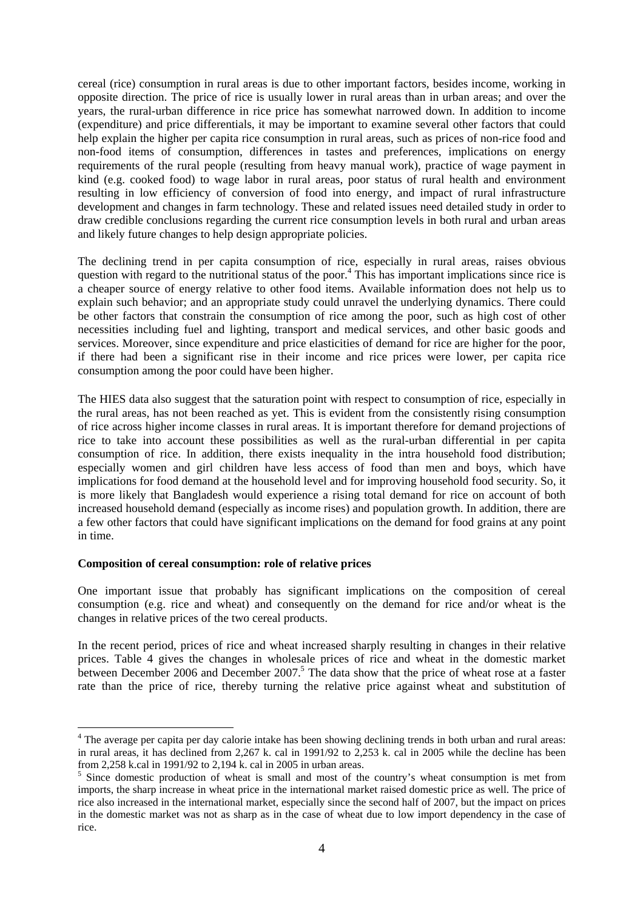cereal (rice) consumption in rural areas is due to other important factors, besides income, working in opposite direction. The price of rice is usually lower in rural areas than in urban areas; and over the years, the rural-urban difference in rice price has somewhat narrowed down. In addition to income (expenditure) and price differentials, it may be important to examine several other factors that could help explain the higher per capita rice consumption in rural areas, such as prices of non-rice food and non-food items of consumption, differences in tastes and preferences, implications on energy requirements of the rural people (resulting from heavy manual work), practice of wage payment in kind (e.g. cooked food) to wage labor in rural areas, poor status of rural health and environment resulting in low efficiency of conversion of food into energy, and impact of rural infrastructure development and changes in farm technology. These and related issues need detailed study in order to draw credible conclusions regarding the current rice consumption levels in both rural and urban areas and likely future changes to help design appropriate policies.

The declining trend in per capita consumption of rice, especially in rural areas, raises obvious question with regard to the nutritional status of the poor.[4] This has important implications since rice is a cheaper source of energy relative to other food items. Available information does not help us to explain such behavior; and an appropriate study could unravel the underlying dynamics. There could be other factors that constrain the consumption of rice among the poor, such as high cost of other necessities including fuel and lighting, transport and medical services, and other basic goods and services. Moreover, since expenditure and price elasticities of demand for rice are higher for the poor, if there had been a significant rise in their income and rice prices were lower, per capita rice consumption among the poor could have been higher.

The HIES data also suggest that the saturation point with respect to consumption of rice, especially in the rural areas, has not been reached as yet. This is evident from the consistently rising consumption of rice across higher income classes in rural areas. It is important therefore for demand projections of rice to take into account these possibilities as well as the rural-urban differential in per capita consumption of rice. In addition, there exists inequality in the intra household food distribution; especially women and girl children have less access of food than men and boys, which have implications for food demand at the household level and for improving household food security. So, it is more likely that Bangladesh would experience a rising total demand for rice on account of both increased household demand (especially as income rises) and population growth. In addition, there are a few other factors that could have significant implications on the demand for food grains at any point in time.

**Composition of cereal consumption: role of relative prices**

One important issue that probably has significant implications on the composition of cereal consumption (e.g. rice and wheat) and consequently on the demand for rice and/or wheat is the changes in relative prices of the two cereal products.

In the recent period, prices of rice and wheat increased sharply resulting in changes in their relative prices. Table 4 gives the changes in wholesale prices of rice and wheat in the domestic market between December 2006 and December 2007.[5] The data show that the price of wheat rose at a faster rate than the price of rice, thereby turning the relative price against wheat and substitution of

[4] The average per capita per day calorie intake has been showing declining trends in both urban and rural areas: in rural areas, it has declined from 2,267 k. cal in 1991/92 to 2,253 k. cal in 2005 while the decline has been from 2,258 k.cal in 1991/92 to 2,194 k. cal in 2005 in urban areas.

[5] Since domestic production of wheat is small and most of the country's wheat consumption is met from imports, the sharp increase in wheat price in the international market raised domestic price as well. The price of rice also increased in the international market, especially since the second half of 2007, but the impact on prices in the domestic market was not as sharp as in the case of wheat due to low import dependency in the case of rice.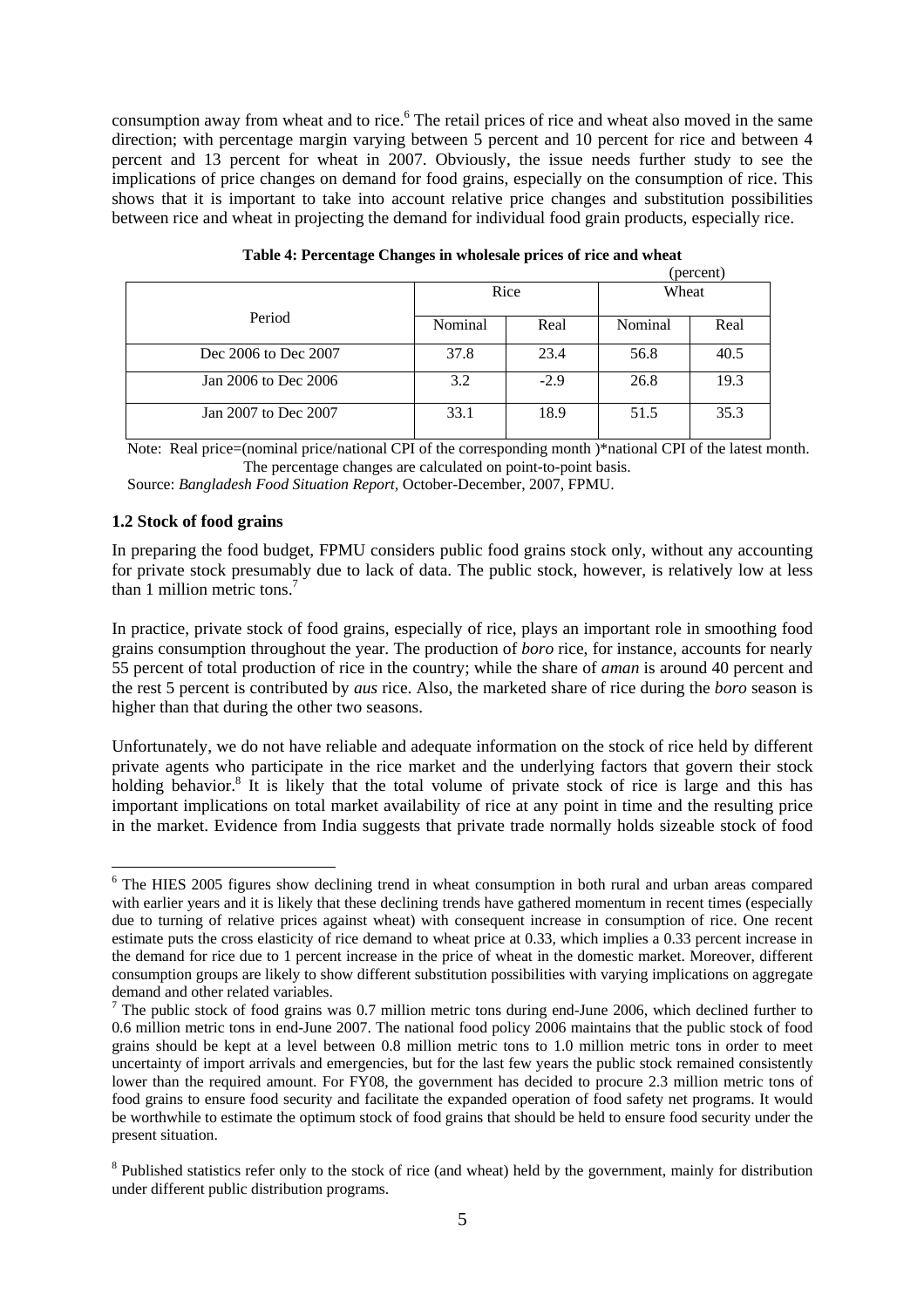consumption away from wheat and to rice.[6] The retail prices of rice and wheat also moved in the same direction; with percentage margin varying between 5 percent and 10 percent for rice and between 4 percent and 13 percent for wheat in 2007. Obviously, the issue needs further study to see the implications of price changes on demand for food grains, especially on the consumption of rice. This shows that it is important to take into account relative price changes and substitution possibilities between rice and wheat in projecting the demand for individual food grain products, especially rice.

**Table 4: Percentage Changes in wholesale prices of rice and wheat**

(percent)

| Period | Rice | | Wheat | |
|---|---|---|---|---|
| | Nominal | Real | Nominal | Real |
| Dec 2006 to Dec 2007 | 37.8 | 23.4 | 56.8 | 40.5 |
| Jan 2006 to Dec 2006 | 3.2 | -2.9 | 26.8 | 19.3 |
| Jan 2007 to Dec 2007 | 33.1 | 18.9 | 51.5 | 35.3 |

Note: Real price=(nominal price/national CPI of the corresponding month )*national CPI of the latest month. The percentage changes are calculated on point-to-point basis.

Source: *Bangladesh Food Situation Report*, October-December, 2007, FPMU.

### 1.2 Stock of food grains

In preparing the food budget, FPMU considers public food grains stock only, without any accounting for private stock presumably due to lack of data. The public stock, however, is relatively low at less than 1 million metric tons.[7]

In practice, private stock of food grains, especially of rice, plays an important role in smoothing food grains consumption throughout the year. The production of *boro* rice, for instance, accounts for nearly 55 percent of total production of rice in the country; while the share of *aman* is around 40 percent and the rest 5 percent is contributed by *aus* rice. Also, the marketed share of rice during the *boro* season is higher than that during the other two seasons.

Unfortunately, we do not have reliable and adequate information on the stock of rice held by different private agents who participate in the rice market and the underlying factors that govern their stock holding behavior.[8] It is likely that the total volume of private stock of rice is large and this has important implications on total market availability of rice at any point in time and the resulting price in the market. Evidence from India suggests that private trade normally holds sizeable stock of food

[6] The HIES 2005 figures show declining trend in wheat consumption in both rural and urban areas compared with earlier years and it is likely that these declining trends have gathered momentum in recent times (especially due to turning of relative prices against wheat) with consequent increase in consumption of rice. One recent estimate puts the cross elasticity of rice demand to wheat price at 0.33, which implies a 0.33 percent increase in the demand for rice due to 1 percent increase in the price of wheat in the domestic market. Moreover, different consumption groups are likely to show different substitution possibilities with varying implications on aggregate demand and other related variables.

[7] The public stock of food grains was 0.7 million metric tons during end-June 2006, which declined further to 0.6 million metric tons in end-June 2007. The national food policy 2006 maintains that the public stock of food grains should be kept at a level between 0.8 million metric tons to 1.0 million metric tons in order to meet uncertainty of import arrivals and emergencies, but for the last few years the public stock remained consistently lower than the required amount. For FY08, the government has decided to procure 2.3 million metric tons of food grains to ensure food security and facilitate the expanded operation of food safety net programs. It would be worthwhile to estimate the optimum stock of food grains that should be held to ensure food security under the present situation.

[8] Published statistics refer only to the stock of rice (and wheat) held by the government, mainly for distribution under different public distribution programs.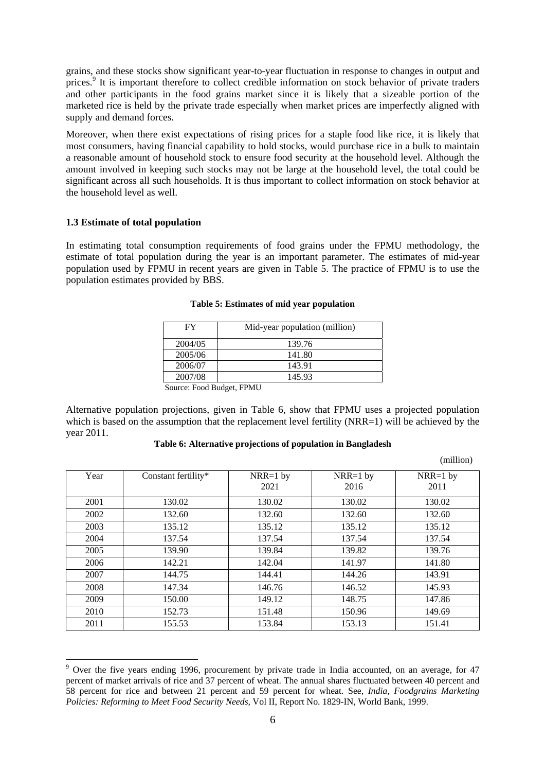grains, and these stocks show significant year-to-year fluctuation in response to changes in output and prices.[9] It is important therefore to collect credible information on stock behavior of private traders and other participants in the food grains market since it is likely that a sizeable portion of the marketed rice is held by the private trade especially when market prices are imperfectly aligned with supply and demand forces.

Moreover, when there exist expectations of rising prices for a staple food like rice, it is likely that most consumers, having financial capability to hold stocks, would purchase rice in a bulk to maintain a reasonable amount of household stock to ensure food security at the household level. Although the amount involved in keeping such stocks may not be large at the household level, the total could be significant across all such households. It is thus important to collect information on stock behavior at the household level as well.

### 1.3 Estimate of total population

In estimating total consumption requirements of food grains under the FPMU methodology, the estimate of total population during the year is an important parameter. The estimates of mid-year population used by FPMU in recent years are given in Table 5. The practice of FPMU is to use the population estimates provided by BBS.

**Table 5: Estimates of mid year population**

| FY | Mid-year population (million) |
|---|---|
| 2004/05 | 139.76 |
| 2005/06 | 141.80 |
| 2006/07 | 143.91 |
| 2007/08 | 145.93 |

Source: Food Budget, FPMU

Alternative population projections, given in Table 6, show that FPMU uses a projected population which is based on the assumption that the replacement level fertility (NRR=1) will be achieved by the year 2011.

**Table 6: Alternative projections of population in Bangladesh**

(million)

| Year | Constant fertility* | NRR=1 by 2021 | NRR=1 by 2016 | NRR=1 by 2011 |
|---|---|---|---|---|
| 2001 | 130.02 | 130.02 | 130.02 | 130.02 |
| 2002 | 132.60 | 132.60 | 132.60 | 132.60 |
| 2003 | 135.12 | 135.12 | 135.12 | 135.12 |
| 2004 | 137.54 | 137.54 | 137.54 | 137.54 |
| 2005 | 139.90 | 139.84 | 139.82 | 139.76 |
| 2006 | 142.21 | 142.04 | 141.97 | 141.80 |
| 2007 | 144.75 | 144.41 | 144.26 | 143.91 |
| 2008 | 147.34 | 146.76 | 146.52 | 145.93 |
| 2009 | 150.00 | 149.12 | 148.75 | 147.86 |
| 2010 | 152.73 | 151.48 | 150.96 | 149.69 |
| 2011 | 155.53 | 153.84 | 153.13 | 151.41 |

[9] Over the five years ending 1996, procurement by private trade in India accounted, on an average, for 47 percent of market arrivals of rice and 37 percent of wheat. The annual shares fluctuated between 40 percent and 58 percent for rice and between 21 percent and 59 percent for wheat. See, *India, Foodgrains Marketing Policies: Reforming to Meet Food Security Needs,* Vol II, Report No. 1829-IN, World Bank, 1999.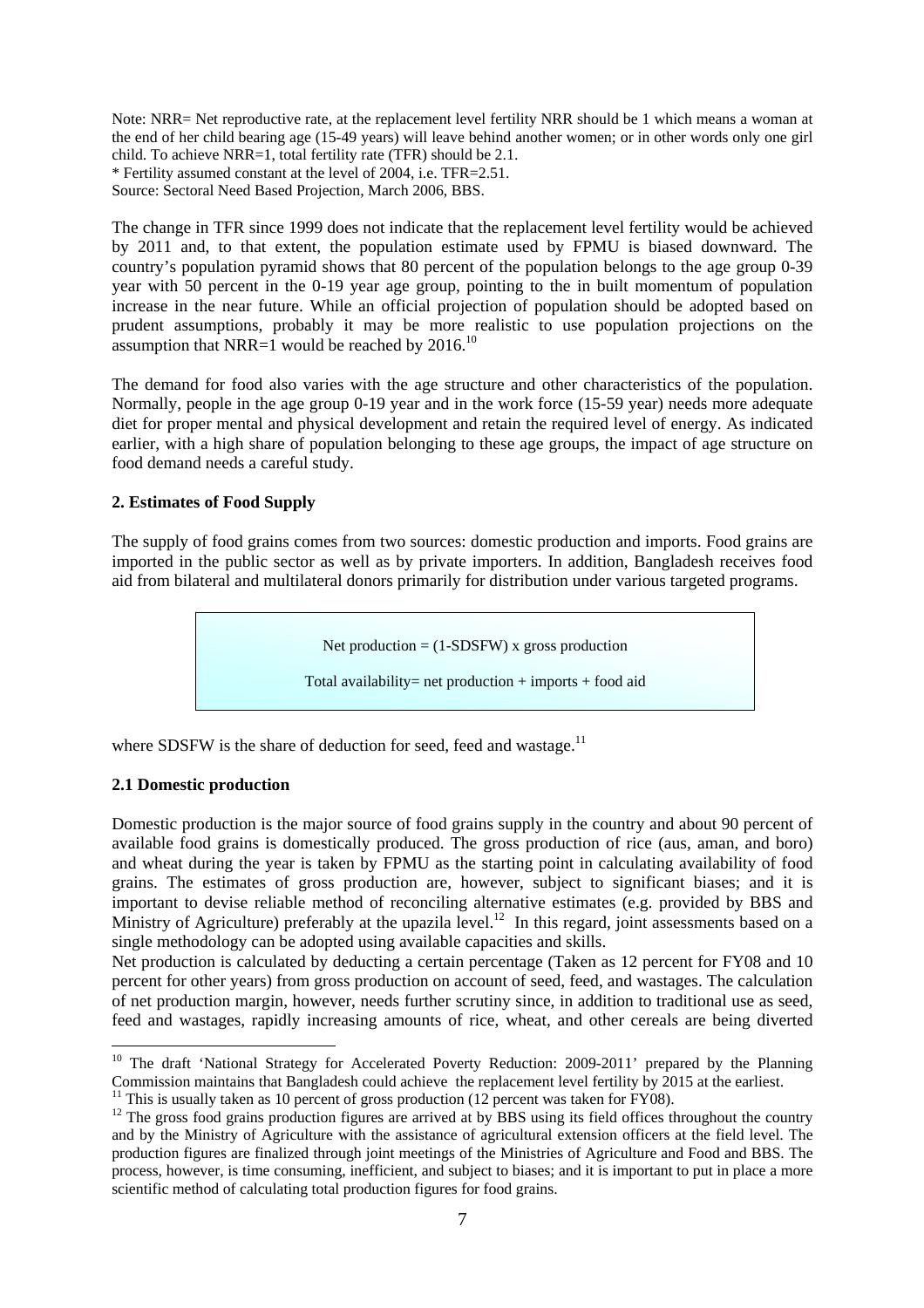Note: NRR= Net reproductive rate, at the replacement level fertility NRR should be 1 which means a woman at the end of her child bearing age (15-49 years) will leave behind another women; or in other words only one girl child. To achieve NRR=1, total fertility rate (TFR) should be 2.1.
* Fertility assumed constant at the level of 2004, i.e. TFR=2.51.
Source: Sectoral Need Based Projection, March 2006, BBS.

The change in TFR since 1999 does not indicate that the replacement level fertility would be achieved by 2011 and, to that extent, the population estimate used by FPMU is biased downward. The country's population pyramid shows that 80 percent of the population belongs to the age group 0-39 year with 50 percent in the 0-19 year age group, pointing to the in built momentum of population increase in the near future. While an official projection of population should be adopted based on prudent assumptions, probably it may be more realistic to use population projections on the assumption that NRR=1 would be reached by 2016.[10]

The demand for food also varies with the age structure and other characteristics of the population. Normally, people in the age group 0-19 year and in the work force (15-59 year) needs more adequate diet for proper mental and physical development and retain the required level of energy. As indicated earlier, with a high share of population belonging to these age groups, the impact of age structure on food demand needs a careful study.

## 2. Estimates of Food Supply

The supply of food grains comes from two sources: domestic production and imports. Food grains are imported in the public sector as well as by private importers. In addition, Bangladesh receives food aid from bilateral and multilateral donors primarily for distribution under various targeted programs.

> Net production = (1-SDSFW) x gross production
>
> Total availability= net production + imports + food aid

where SDSFW is the share of deduction for seed, feed and wastage.[11]

### 2.1 Domestic production

Domestic production is the major source of food grains supply in the country and about 90 percent of available food grains is domestically produced. The gross production of rice (aus, aman, and boro) and wheat during the year is taken by FPMU as the starting point in calculating availability of food grains. The estimates of gross production are, however, subject to significant biases; and it is important to devise reliable method of reconciling alternative estimates (e.g. provided by BBS and Ministry of Agriculture) preferably at the upazila level.[12] In this regard, joint assessments based on a single methodology can be adopted using available capacities and skills.

Net production is calculated by deducting a certain percentage (Taken as 12 percent for FY08 and 10 percent for other years) from gross production on account of seed, feed, and wastages. The calculation of net production margin, however, needs further scrutiny since, in addition to traditional use as seed, feed and wastages, rapidly increasing amounts of rice, wheat, and other cereals are being diverted

---

[10] The draft 'National Strategy for Accelerated Poverty Reduction: 2009-2011' prepared by the Planning Commission maintains that Bangladesh could achieve the replacement level fertility by 2015 at the earliest.

[11] This is usually taken as 10 percent of gross production (12 percent was taken for FY08).

[12] The gross food grains production figures are arrived at by BBS using its field offices throughout the country and by the Ministry of Agriculture with the assistance of agricultural extension officers at the field level. The production figures are finalized through joint meetings of the Ministries of Agriculture and Food and BBS. The process, however, is time consuming, inefficient, and subject to biases; and it is important to put in place a more scientific method of calculating total production figures for food grains.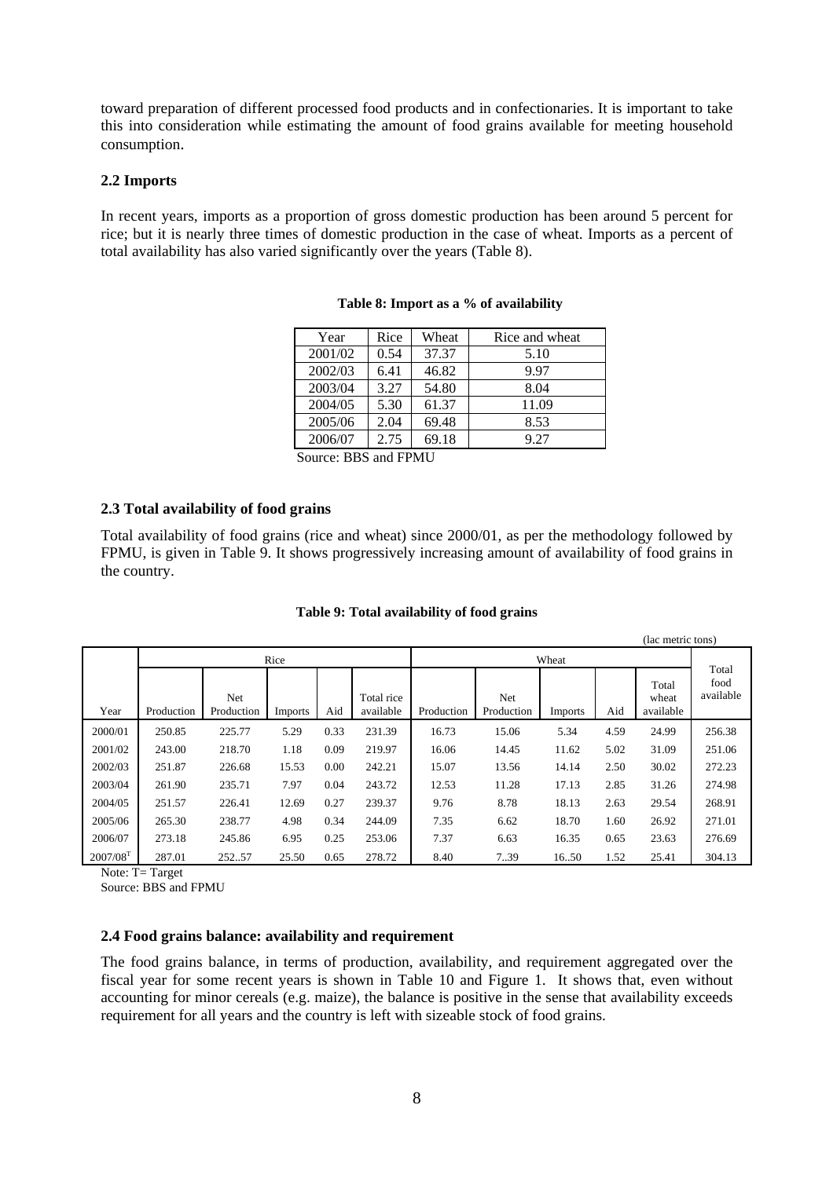toward preparation of different processed food products and in confectionaries. It is important to take this into consideration while estimating the amount of food grains available for meeting household consumption.

### 2.2 Imports

In recent years, imports as a proportion of gross domestic production has been around 5 percent for rice; but it is nearly three times of domestic production in the case of wheat. Imports as a percent of total availability has also varied significantly over the years (Table 8).

**Table 8: Import as a % of availability**

| Year | Rice | Wheat | Rice and wheat |
|---|---|---|---|
| 2001/02 | 0.54 | 37.37 | 5.10 |
| 2002/03 | 6.41 | 46.82 | 9.97 |
| 2003/04 | 3.27 | 54.80 | 8.04 |
| 2004/05 | 5.30 | 61.37 | 11.09 |
| 2005/06 | 2.04 | 69.48 | 8.53 |
| 2006/07 | 2.75 | 69.18 | 9.27 |

Source: BBS and FPMU

### 2.3 Total availability of food grains

Total availability of food grains (rice and wheat) since 2000/01, as per the methodology followed by FPMU, is given in Table 9. It shows progressively increasing amount of availability of food grains in the country.

**Table 9: Total availability of food grains**

(lac metric tons)

| | Rice | | | | | Wheat | | | | | Total food available |
|---|---|---|---|---|---|---|---|---|---|---|---|
| Year | Production | Net Production | Imports | Aid | Total rice available | Production | Net Production | Imports | Aid | Total wheat available | |
| 2000/01 | 250.85 | 225.77 | 5.29 | 0.33 | 231.39 | 16.73 | 15.06 | 5.34 | 4.59 | 24.99 | 256.38 |
| 2001/02 | 243.00 | 218.70 | 1.18 | 0.09 | 219.97 | 16.06 | 14.45 | 11.62 | 5.02 | 31.09 | 251.06 |
| 2002/03 | 251.87 | 226.68 | 15.53 | 0.00 | 242.21 | 15.07 | 13.56 | 14.14 | 2.50 | 30.02 | 272.23 |
| 2003/04 | 261.90 | 235.71 | 7.97 | 0.04 | 243.72 | 12.53 | 11.28 | 17.13 | 2.85 | 31.26 | 274.98 |
| 2004/05 | 251.57 | 226.41 | 12.69 | 0.27 | 239.37 | 9.76 | 8.78 | 18.13 | 2.63 | 29.54 | 268.91 |
| 2005/06 | 265.30 | 238.77 | 4.98 | 0.34 | 244.09 | 7.35 | 6.62 | 18.70 | 1.60 | 26.92 | 271.01 |
| 2006/07 | 273.18 | 245.86 | 6.95 | 0.25 | 253.06 | 7.37 | 6.63 | 16.35 | 0.65 | 23.63 | 276.69 |
| 2007/08[T] | 287.01 | 252..57 | 25.50 | 0.65 | 278.72 | 8.40 | 7..39 | 16..50 | 1.52 | 25.41 | 304.13 |

Note: T= Target

Source: BBS and FPMU

### 2.4 Food grains balance: availability and requirement

The food grains balance, in terms of production, availability, and requirement aggregated over the fiscal year for some recent years is shown in Table 10 and Figure 1. It shows that, even without accounting for minor cereals (e.g. maize), the balance is positive in the sense that availability exceeds requirement for all years and the country is left with sizeable stock of food grains.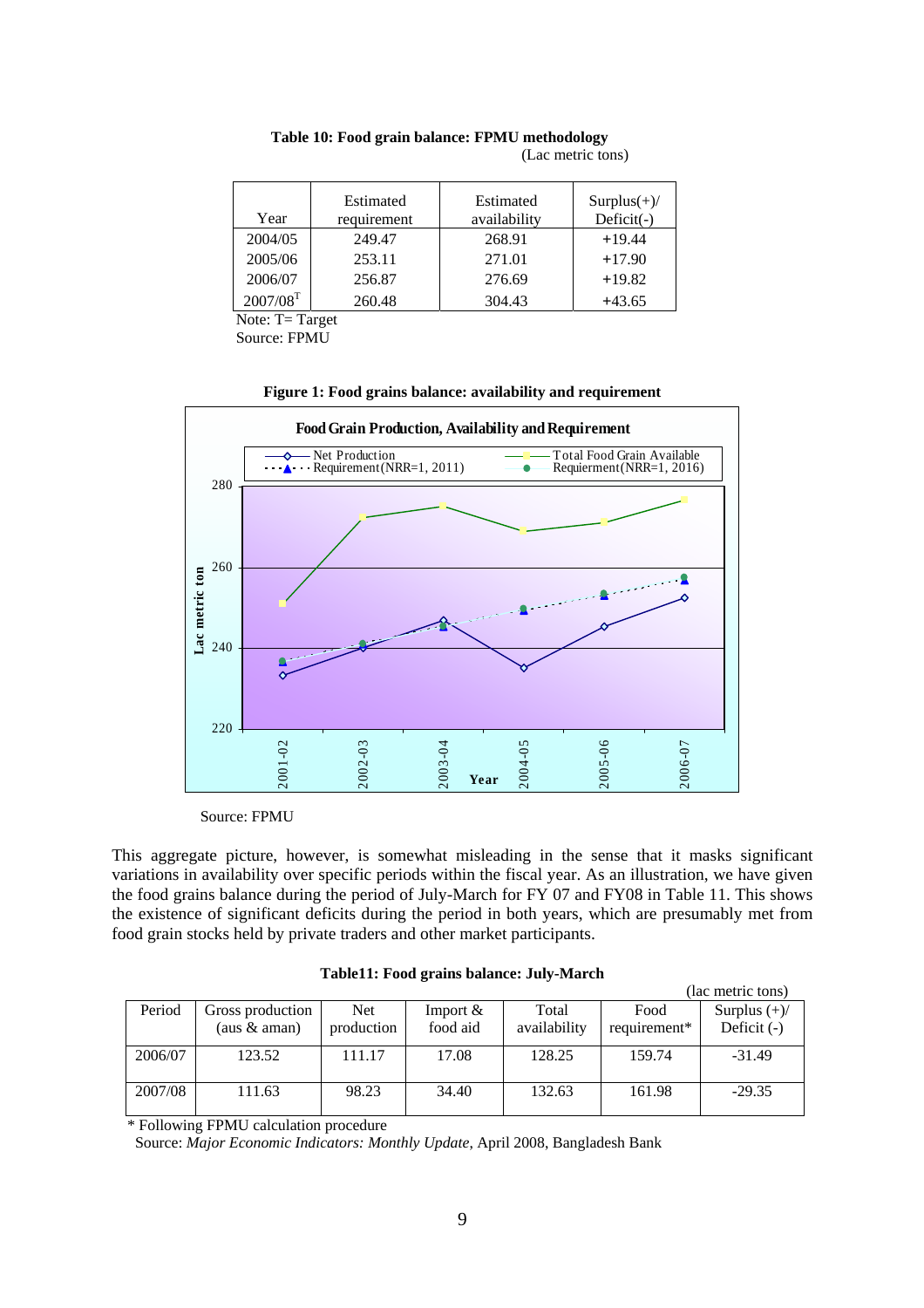**Table 10: Food grain balance: FPMU methodology**

(Lac metric tons)

| Year | Estimated requirement | Estimated availability | Surplus(+)/ Deficit(-) |
|---|---|---|---|
| 2004/05 | 249.47 | 268.91 | +19.44 |
| 2005/06 | 253.11 | 271.01 | +17.90 |
| 2006/07 | 256.87 | 276.69 | +19.82 |
| 2007/08[T] | 260.48 | 304.43 | +43.65 |

Note: T= Target

Source: FPMU

**Figure 1: Food grains balance: availability and requirement**

Source: FPMU

This aggregate picture, however, is somewhat misleading in the sense that it masks significant variations in availability over specific periods within the fiscal year. As an illustration, we have given the food grains balance during the period of July-March for FY 07 and FY08 in Table 11. This shows the existence of significant deficits during the period in both years, which are presumably met from food grain stocks held by private traders and other market participants.

**Table11: Food grains balance: July-March**

(lac metric tons)

| Period | Gross production (aus & aman) | Net production | Import & food aid | Total availability | Food requirement* | Surplus (+)/ Deficit (-) |
|---|---|---|---|---|---|---|
| 2006/07 | 123.52 | 111.17 | 17.08 | 128.25 | 159.74 | -31.49 |
| 2007/08 | 111.63 | 98.23 | 34.40 | 132.63 | 161.98 | -29.35 |

\* Following FPMU calculation procedure

Source: *Major Economic Indicators: Monthly Update*, April 2008, Bangladesh Bank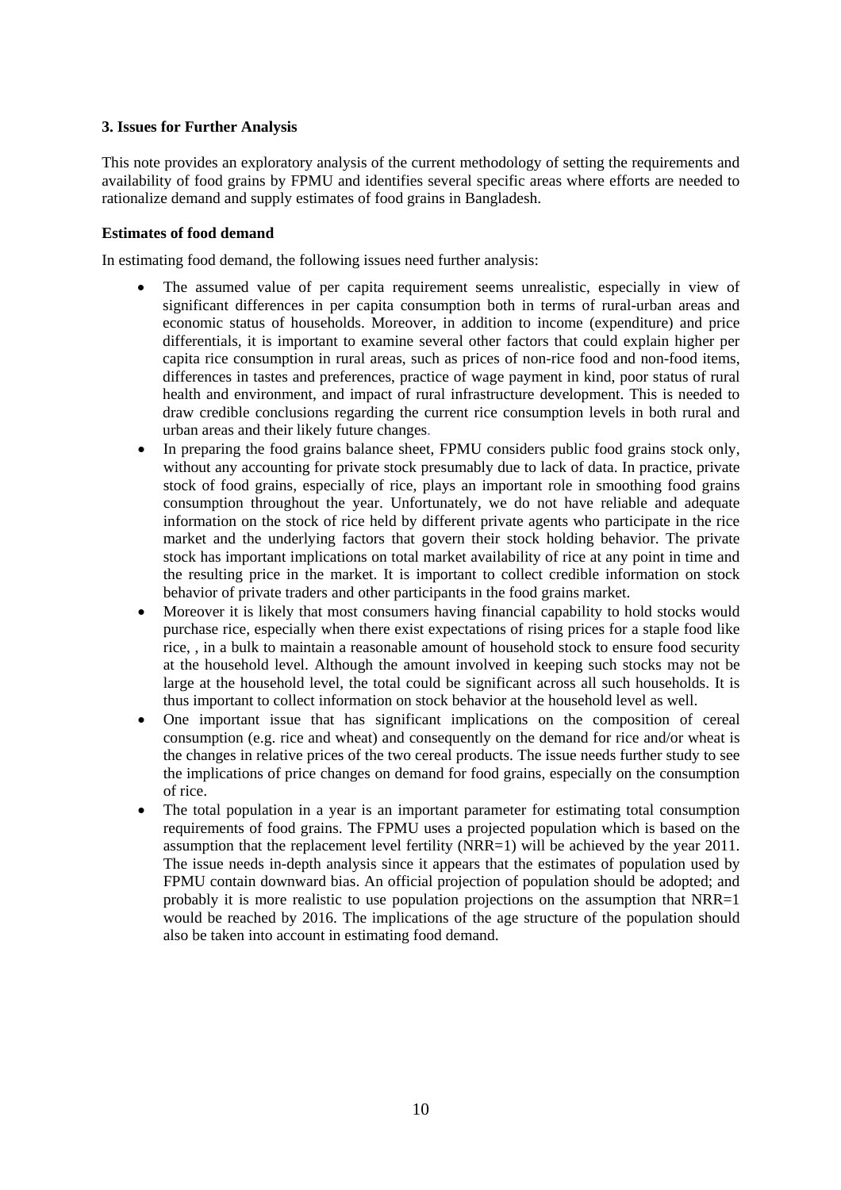**3. Issues for Further Analysis**

This note provides an exploratory analysis of the current methodology of setting the requirements and availability of food grains by FPMU and identifies several specific areas where efforts are needed to rationalize demand and supply estimates of food grains in Bangladesh.

**Estimates of food demand**

In estimating food demand, the following issues need further analysis:

- The assumed value of per capita requirement seems unrealistic, especially in view of significant differences in per capita consumption both in terms of rural-urban areas and economic status of households. Moreover, in addition to income (expenditure) and price differentials, it is important to examine several other factors that could explain higher per capita rice consumption in rural areas, such as prices of non-rice food and non-food items, differences in tastes and preferences, practice of wage payment in kind, poor status of rural health and environment, and impact of rural infrastructure development. This is needed to draw credible conclusions regarding the current rice consumption levels in both rural and urban areas and their likely future changes.
- In preparing the food grains balance sheet, FPMU considers public food grains stock only, without any accounting for private stock presumably due to lack of data. In practice, private stock of food grains, especially of rice, plays an important role in smoothing food grains consumption throughout the year. Unfortunately, we do not have reliable and adequate information on the stock of rice held by different private agents who participate in the rice market and the underlying factors that govern their stock holding behavior. The private stock has important implications on total market availability of rice at any point in time and the resulting price in the market. It is important to collect credible information on stock behavior of private traders and other participants in the food grains market.
- Moreover it is likely that most consumers having financial capability to hold stocks would purchase rice, especially when there exist expectations of rising prices for a staple food like rice, , in a bulk to maintain a reasonable amount of household stock to ensure food security at the household level. Although the amount involved in keeping such stocks may not be large at the household level, the total could be significant across all such households. It is thus important to collect information on stock behavior at the household level as well.
- One important issue that has significant implications on the composition of cereal consumption (e.g. rice and wheat) and consequently on the demand for rice and/or wheat is the changes in relative prices of the two cereal products. The issue needs further study to see the implications of price changes on demand for food grains, especially on the consumption of rice.
- The total population in a year is an important parameter for estimating total consumption requirements of food grains. The FPMU uses a projected population which is based on the assumption that the replacement level fertility (NRR=1) will be achieved by the year 2011. The issue needs in-depth analysis since it appears that the estimates of population used by FPMU contain downward bias. An official projection of population should be adopted; and probably it is more realistic to use population projections on the assumption that NRR=1 would be reached by 2016. The implications of the age structure of the population should also be taken into account in estimating food demand.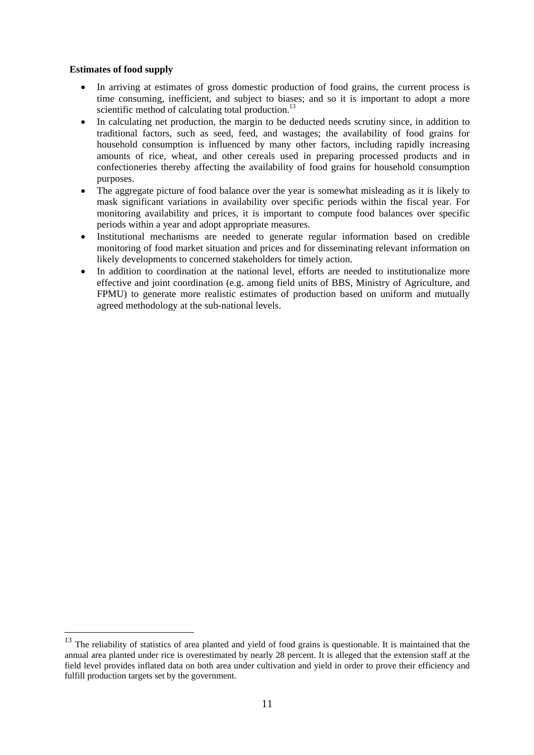**Estimates of food supply**

- In arriving at estimates of gross domestic production of food grains, the current process is time consuming, inefficient, and subject to biases; and so it is important to adopt a more scientific method of calculating total production.[13]
- In calculating net production, the margin to be deducted needs scrutiny since, in addition to traditional factors, such as seed, feed, and wastages; the availability of food grains for household consumption is influenced by many other factors, including rapidly increasing amounts of rice, wheat, and other cereals used in preparing processed products and in confectioneries thereby affecting the availability of food grains for household consumption purposes.
- The aggregate picture of food balance over the year is somewhat misleading as it is likely to mask significant variations in availability over specific periods within the fiscal year. For monitoring availability and prices, it is important to compute food balances over specific periods within a year and adopt appropriate measures.
- Institutional mechanisms are needed to generate regular information based on credible monitoring of food market situation and prices and for disseminating relevant information on likely developments to concerned stakeholders for timely action.
- In addition to coordination at the national level, efforts are needed to institutionalize more effective and joint coordination (e.g. among field units of BBS, Ministry of Agriculture, and FPMU) to generate more realistic estimates of production based on uniform and mutually agreed methodology at the sub-national levels.

---

[13] The reliability of statistics of area planted and yield of food grains is questionable. It is maintained that the annual area planted under rice is overestimated by nearly 28 percent. It is alleged that the extension staff at the field level provides inflated data on both area under cultivation and yield in order to prove their efficiency and fulfill production targets set by the government.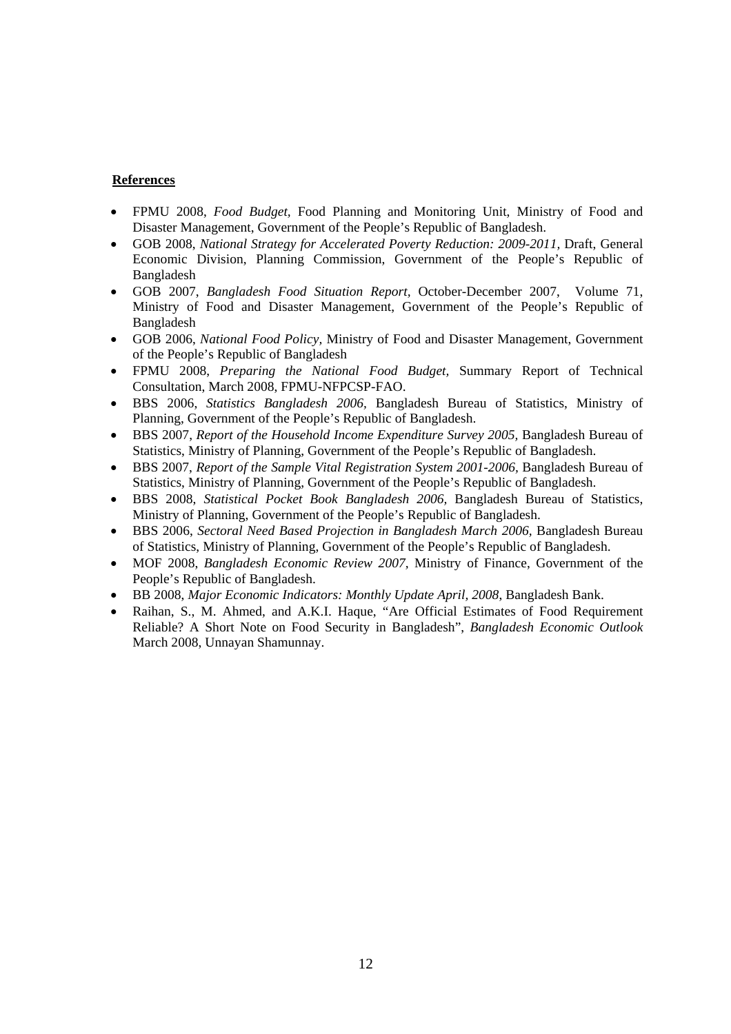**References**

- FPMU 2008, *Food Budget*, Food Planning and Monitoring Unit, Ministry of Food and Disaster Management, Government of the People's Republic of Bangladesh.
- GOB 2008, *National Strategy for Accelerated Poverty Reduction: 2009-2011*, Draft, General Economic Division, Planning Commission, Government of the People's Republic of Bangladesh
- GOB 2007, *Bangladesh Food Situation Report*, October-December 2007, Volume 71, Ministry of Food and Disaster Management, Government of the People's Republic of Bangladesh
- GOB 2006, *National Food Policy*, Ministry of Food and Disaster Management, Government of the People's Republic of Bangladesh
- FPMU 2008, *Preparing the National Food Budget*, Summary Report of Technical Consultation, March 2008, FPMU-NFPCSP-FAO.
- BBS 2006, *Statistics Bangladesh 2006*, Bangladesh Bureau of Statistics, Ministry of Planning, Government of the People's Republic of Bangladesh.
- BBS 2007, *Report of the Household Income Expenditure Survey 2005*, Bangladesh Bureau of Statistics, Ministry of Planning, Government of the People's Republic of Bangladesh.
- BBS 2007, *Report of the Sample Vital Registration System 2001-2006*, Bangladesh Bureau of Statistics, Ministry of Planning, Government of the People's Republic of Bangladesh.
- BBS 2008, *Statistical Pocket Book Bangladesh 2006*, Bangladesh Bureau of Statistics, Ministry of Planning, Government of the People's Republic of Bangladesh.
- BBS 2006, *Sectoral Need Based Projection in Bangladesh March 2006*, Bangladesh Bureau of Statistics, Ministry of Planning, Government of the People's Republic of Bangladesh.
- MOF 2008, *Bangladesh Economic Review 2007*, Ministry of Finance, Government of the People's Republic of Bangladesh.
- BB 2008, *Major Economic Indicators: Monthly Update April, 2008*, Bangladesh Bank.
- Raihan, S., M. Ahmed, and A.K.I. Haque, "Are Official Estimates of Food Requirement Reliable? A Short Note on Food Security in Bangladesh", *Bangladesh Economic Outlook* March 2008, Unnayan Shamunnay.